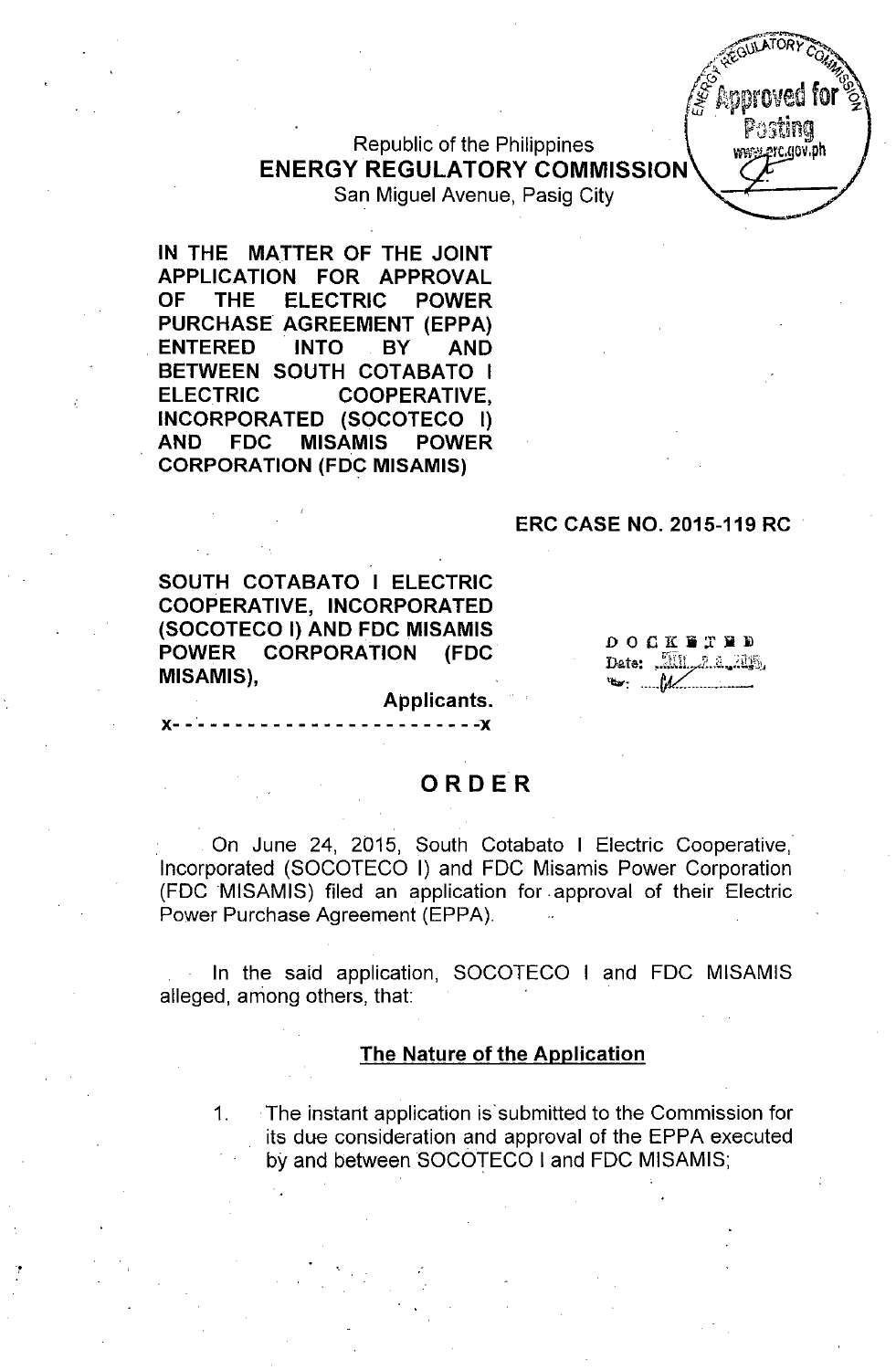Republic of the Philippines
**ENERGY REGULATORY COMMISSION**
San Miguel Avenue, Pasig City

**IN THE MATTER OF THE JOINT APPLICATION FOR APPROVAL OF THE ELECTRIC POWER PURCHASE AGREEMENT (EPPA) ENTERED INTO BY AND BETWEEN SOUTH COTABATO I ELECTRIC COOPERATIVE, INCORPORATED (SOCOTECO I) AND FDC MISAMIS POWER CORPORATION (FDC MISAMIS)**

**ERC CASE NO. 2015-119 RC**

**SOUTH COTABATO I ELECTRIC COOPERATIVE, INCORPORATED (SOCOTECO I) AND FDC MISAMIS POWER CORPORATION (FDC MISAMIS),**

**Applicants.**

x- - - - - - - - - - - - - - - - - - - - - - - -x

DOCKETED
Date: JUL 23 2015
By: ___

# ORDER

On June 24, 2015, South Cotabato I Electric Cooperative, Incorporated (SOCOTECO I) and FDC Misamis Power Corporation (FDC MISAMIS) filed an application for approval of their Electric Power Purchase Agreement (EPPA).

In the said application, SOCOTECO I and FDC MISAMIS alleged, among others, that:

## The Nature of the Application

1. The instant application is submitted to the Commission for its due consideration and approval of the EPPA executed by and between SOCOTECO I and FDC MISAMIS;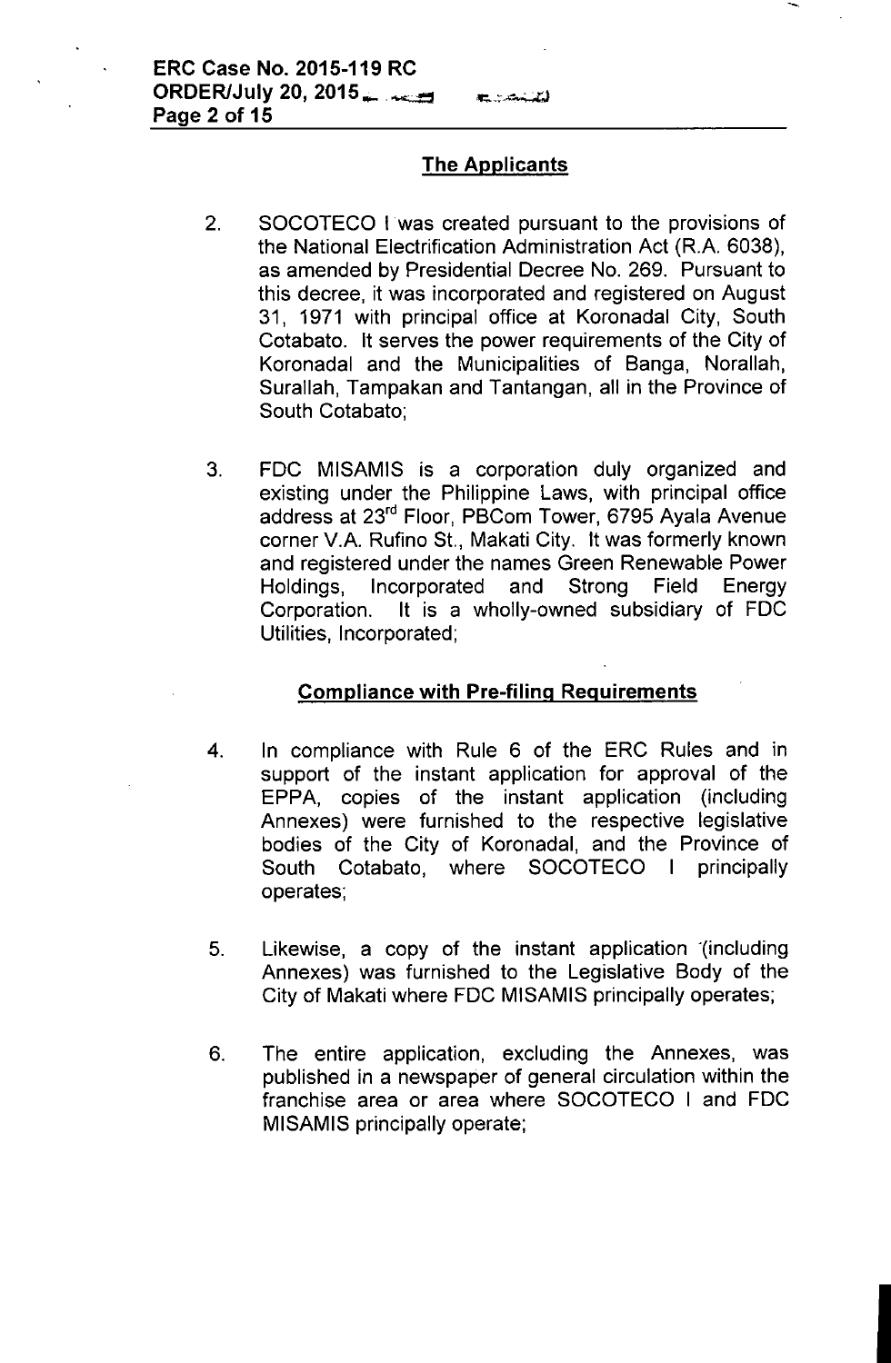## The Applicants

2. SOCOTECO I was created pursuant to the provisions of the National Electrification Administration Act (R.A. 6038), as amended by Presidential Decree No. 269. Pursuant to this decree, it was incorporated and registered on August 31, 1971 with principal office at Koronadal City, South Cotabato. It serves the power requirements of the City of Koronadal and the Municipalities of Banga, Norallah, Surallah, Tampakan and Tantangan, all in the Province of South Cotabato;

3. FDC MISAMIS is a corporation duly organized and existing under the Philippine Laws, with principal office address at 23rd Floor, PBCom Tower, 6795 Ayala Avenue corner V.A. Rufino St., Makati City. It was formerly known and registered under the names Green Renewable Power Holdings, Incorporated and Strong Field Energy Corporation. It is a wholly-owned subsidiary of FDC Utilities, Incorporated;

## Compliance with Pre-filing Requirements

4. In compliance with Rule 6 of the ERC Rules and in support of the instant application for approval of the EPPA, copies of the instant application (including Annexes) were furnished to the respective legislative bodies of the City of Koronadal, and the Province of South Cotabato, where SOCOTECO I principally operates;

5. Likewise, a copy of the instant application (including Annexes) was furnished to the Legislative Body of the City of Makati where FDC MISAMIS principally operates;

6. The entire application, excluding the Annexes, was published in a newspaper of general circulation within the franchise area or area where SOCOTECO I and FDC MISAMIS principally operate;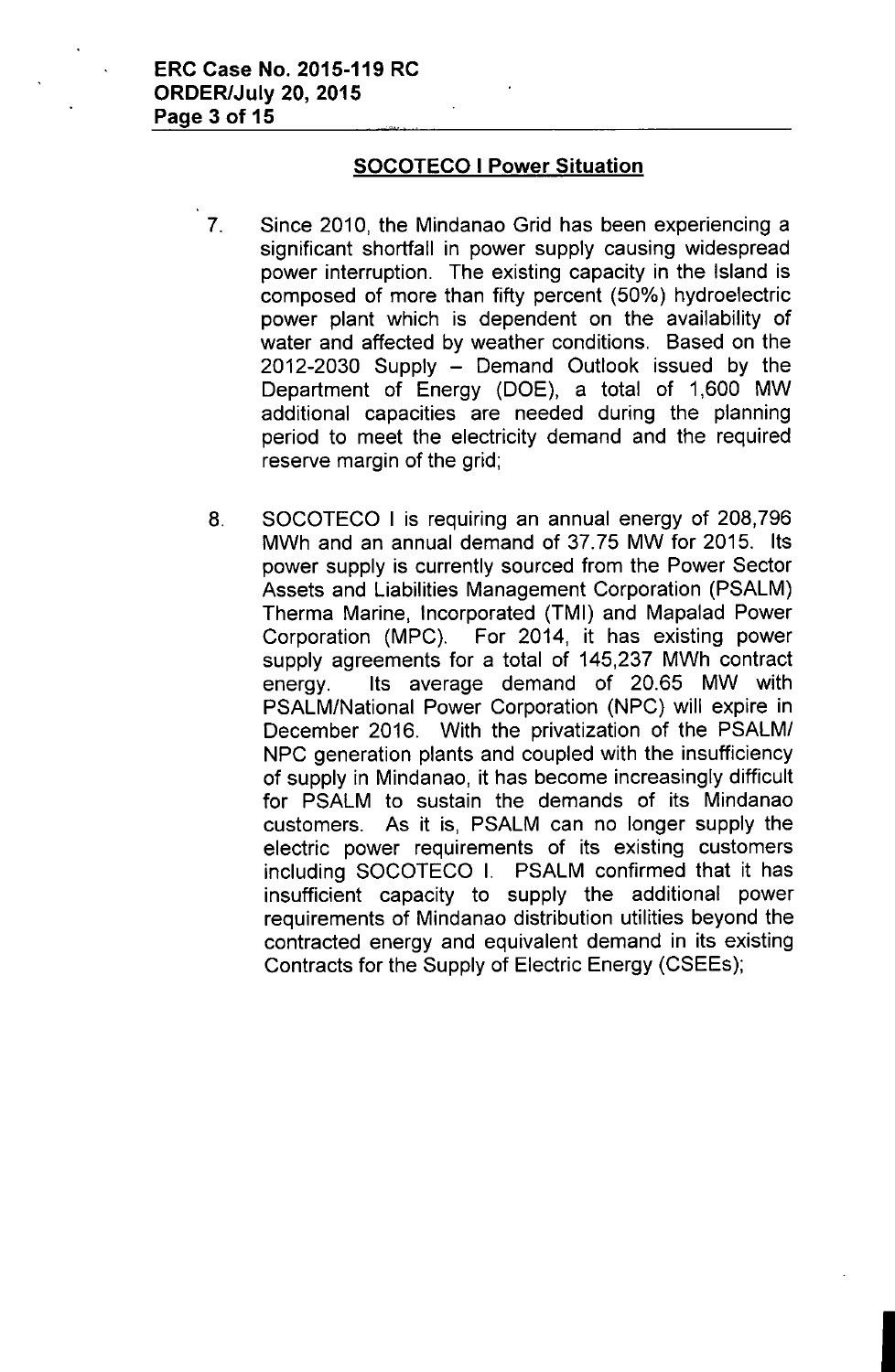## SOCOTECO I Power Situation

7. Since 2010, the Mindanao Grid has been experiencing a significant shortfall in power supply causing widespread power interruption. The existing capacity in the Island is composed of more than fifty percent (50%) hydroelectric power plant which is dependent on the availability of water and affected by weather conditions. Based on the 2012-2030 Supply – Demand Outlook issued by the Department of Energy (DOE), a total of 1,600 MW additional capacities are needed during the planning period to meet the electricity demand and the required reserve margin of the grid;

8. SOCOTECO I is requiring an annual energy of 208,796 MWh and an annual demand of 37.75 MW for 2015. Its power supply is currently sourced from the Power Sector Assets and Liabilities Management Corporation (PSALM) Therma Marine, Incorporated (TMI) and Mapalad Power Corporation (MPC). For 2014, it has existing power supply agreements for a total of 145,237 MWh contract energy. Its average demand of 20.65 MW with PSALM/National Power Corporation (NPC) will expire in December 2016. With the privatization of the PSALM/ NPC generation plants and coupled with the insufficiency of supply in Mindanao, it has become increasingly difficult for PSALM to sustain the demands of its Mindanao customers. As it is, PSALM can no longer supply the electric power requirements of its existing customers including SOCOTECO I. PSALM confirmed that it has insufficient capacity to supply the additional power requirements of Mindanao distribution utilities beyond the contracted energy and equivalent demand in its existing Contracts for the Supply of Electric Energy (CSEEs);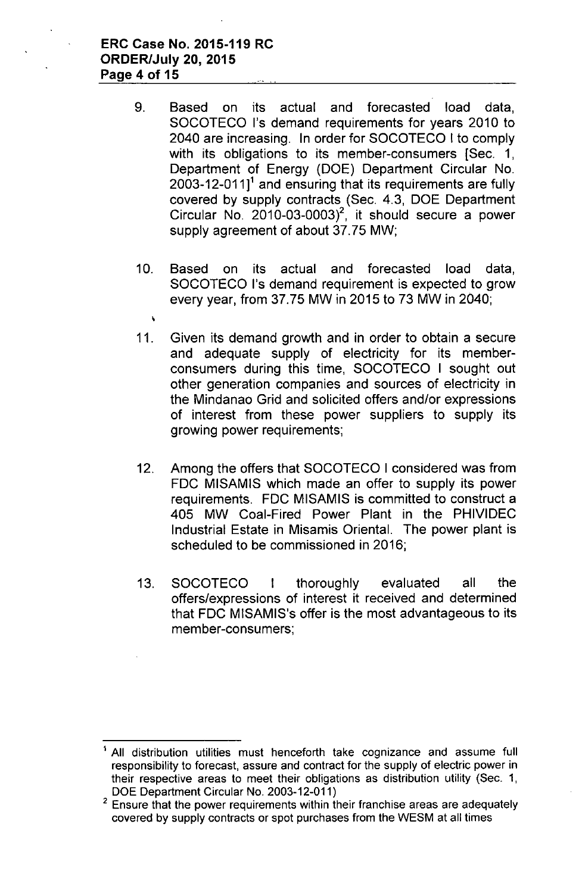9. Based on its actual and forecasted load data, SOCOTECO I's demand requirements for years 2010 to 2040 are increasing. In order for SOCOTECO I to comply with its obligations to its member-consumers [Sec. 1, Department of Energy (DOE) Department Circular No. 2003-12-011][1] and ensuring that its requirements are fully covered by supply contracts (Sec. 4.3, DOE Department Circular No. 2010-03-0003)[2], it should secure a power supply agreement of about 37.75 MW;

10. Based on its actual and forecasted load data, SOCOTECO I's demand requirement is expected to grow every year, from 37.75 MW in 2015 to 73 MW in 2040;

11. Given its demand growth and in order to obtain a secure and adequate supply of electricity for its member-consumers during this time, SOCOTECO I sought out other generation companies and sources of electricity in the Mindanao Grid and solicited offers and/or expressions of interest from these power suppliers to supply its growing power requirements;

12. Among the offers that SOCOTECO I considered was from FDC MISAMIS which made an offer to supply its power requirements. FDC MISAMIS is committed to construct a 405 MW Coal-Fired Power Plant in the PHIVIDEC Industrial Estate in Misamis Oriental. The power plant is scheduled to be commissioned in 2016;

13. SOCOTECO I thoroughly evaluated all the offers/expressions of interest it received and determined that FDC MISAMIS's offer is the most advantageous to its member-consumers;

---

[1] All distribution utilities must henceforth take cognizance and assume full responsibility to forecast, assure and contract for the supply of electric power in their respective areas to meet their obligations as distribution utility (Sec. 1, DOE Department Circular No. 2003-12-011)

[2] Ensure that the power requirements within their franchise areas are adequately covered by supply contracts or spot purchases from the WESM at all times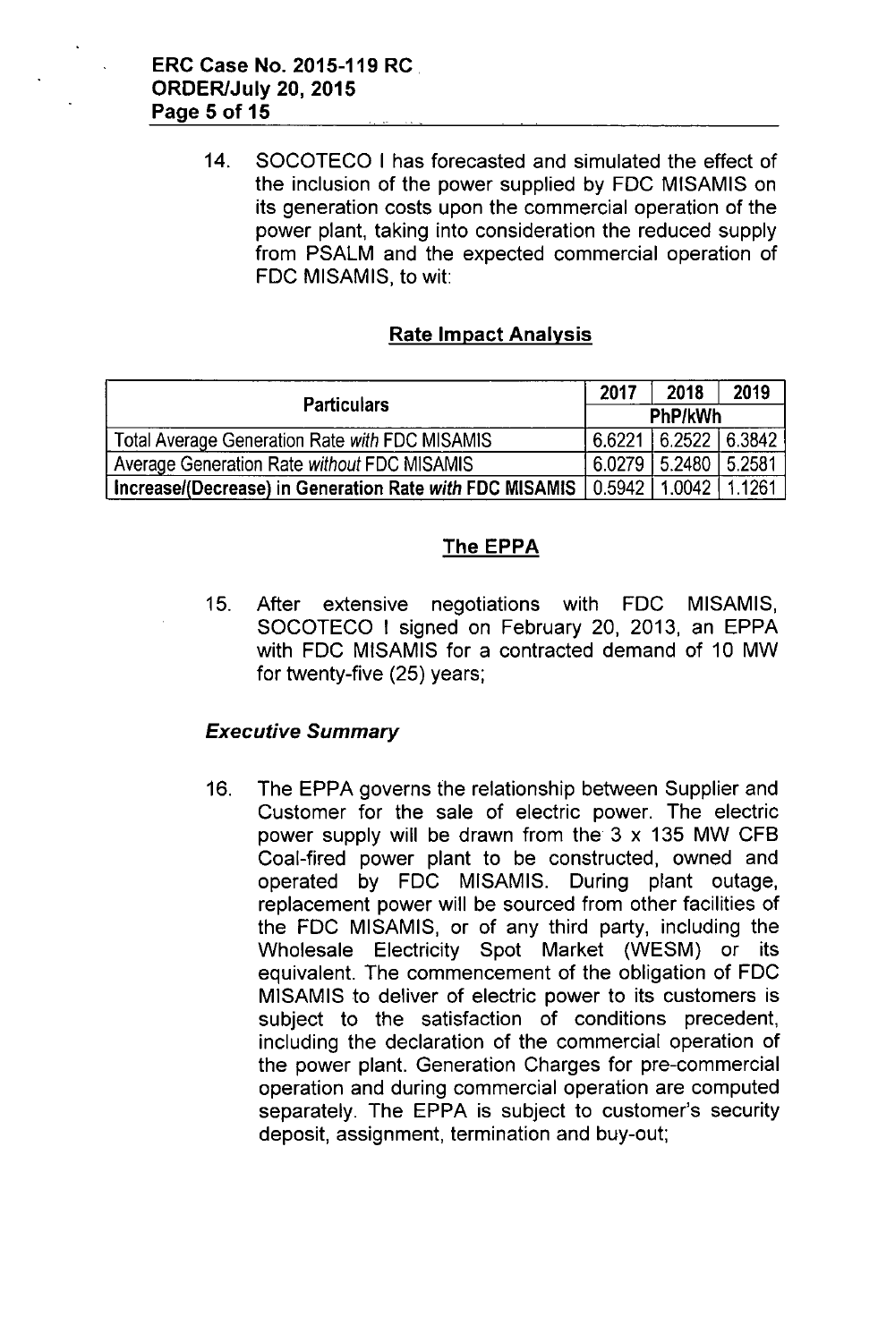14. SOCOTECO I has forecasted and simulated the effect of the inclusion of the power supplied by FDC MISAMIS on its generation costs upon the commercial operation of the power plant, taking into consideration the reduced supply from PSALM and the expected commercial operation of FDC MISAMIS, to wit:

## Rate Impact Analysis

| Particulars | 2017 | 2018 | 2019 |
|---|---|---|---|
| | PhP/kWh | | |
| Total Average Generation Rate *with* FDC MISAMIS | 6.6221 | 6.2522 | 6.3842 |
| Average Generation Rate *without* FDC MISAMIS | 6.0279 | 5.2480 | 5.2581 |
| **Increase/(Decrease) in Generation Rate *with* FDC MISAMIS** | **0.5942** | **1.0042** | **1.1261** |

## The EPPA

15. After extensive negotiations with FDC MISAMIS, SOCOTECO I signed on February 20, 2013, an EPPA with FDC MISAMIS for a contracted demand of 10 MW for twenty-five (25) years;

### *Executive Summary*

16. The EPPA governs the relationship between Supplier and Customer for the sale of electric power. The electric power supply will be drawn from the 3 x 135 MW CFB Coal-fired power plant to be constructed, owned and operated by FDC MISAMIS. During plant outage, replacement power will be sourced from other facilities of the FDC MISAMIS, or of any third party, including the Wholesale Electricity Spot Market (WESM) or its equivalent. The commencement of the obligation of FDC MISAMIS to deliver of electric power to its customers is subject to the satisfaction of conditions precedent, including the declaration of the commercial operation of the power plant. Generation Charges for pre-commercial operation and during commercial operation are computed separately. The EPPA is subject to customer's security deposit, assignment, termination and buy-out;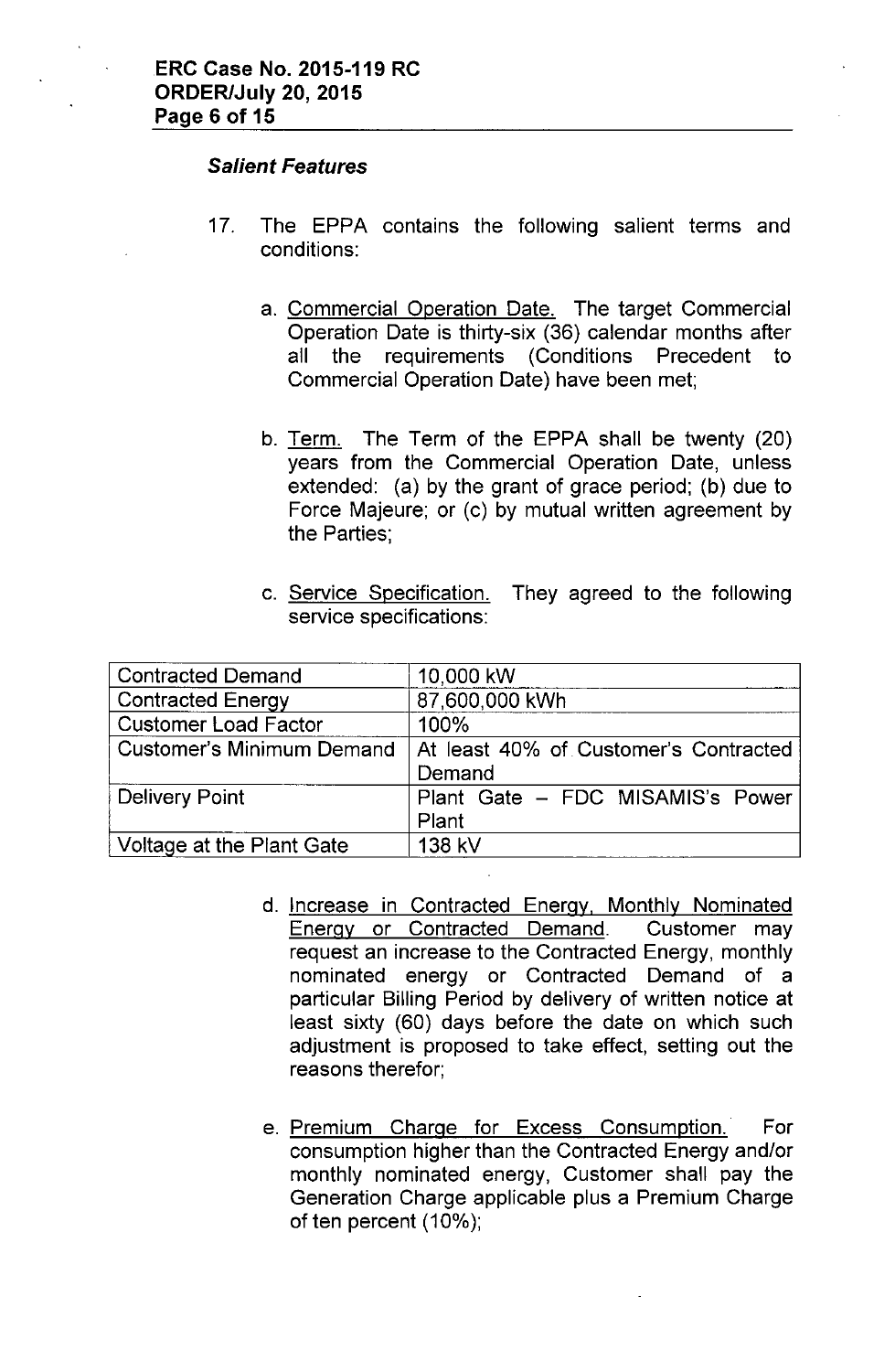### *Salient Features*

17. The EPPA contains the following salient terms and conditions:

    a. Commercial Operation Date. The target Commercial Operation Date is thirty-six (36) calendar months after all the requirements (Conditions Precedent to Commercial Operation Date) have been met;

    b. Term. The Term of the EPPA shall be twenty (20) years from the Commercial Operation Date, unless extended: (a) by the grant of grace period; (b) due to Force Majeure; or (c) by mutual written agreement by the Parties;

    c. Service Specification. They agreed to the following service specifications:

| Contracted Demand | 10,000 kW |
|---|---|
| Contracted Energy | 87,600,000 kWh |
| Customer Load Factor | 100% |
| Customer's Minimum Demand | At least 40% of Customer's Contracted Demand |
| Delivery Point | Plant Gate – FDC MISAMIS's Power Plant |
| Voltage at the Plant Gate | 138 kV |

    d. Increase in Contracted Energy, Monthly Nominated Energy or Contracted Demand. Customer may request an increase to the Contracted Energy, monthly nominated energy or Contracted Demand of a particular Billing Period by delivery of written notice at least sixty (60) days before the date on which such adjustment is proposed to take effect, setting out the reasons therefor;

    e. Premium Charge for Excess Consumption. For consumption higher than the Contracted Energy and/or monthly nominated energy, Customer shall pay the Generation Charge applicable plus a Premium Charge of ten percent (10%);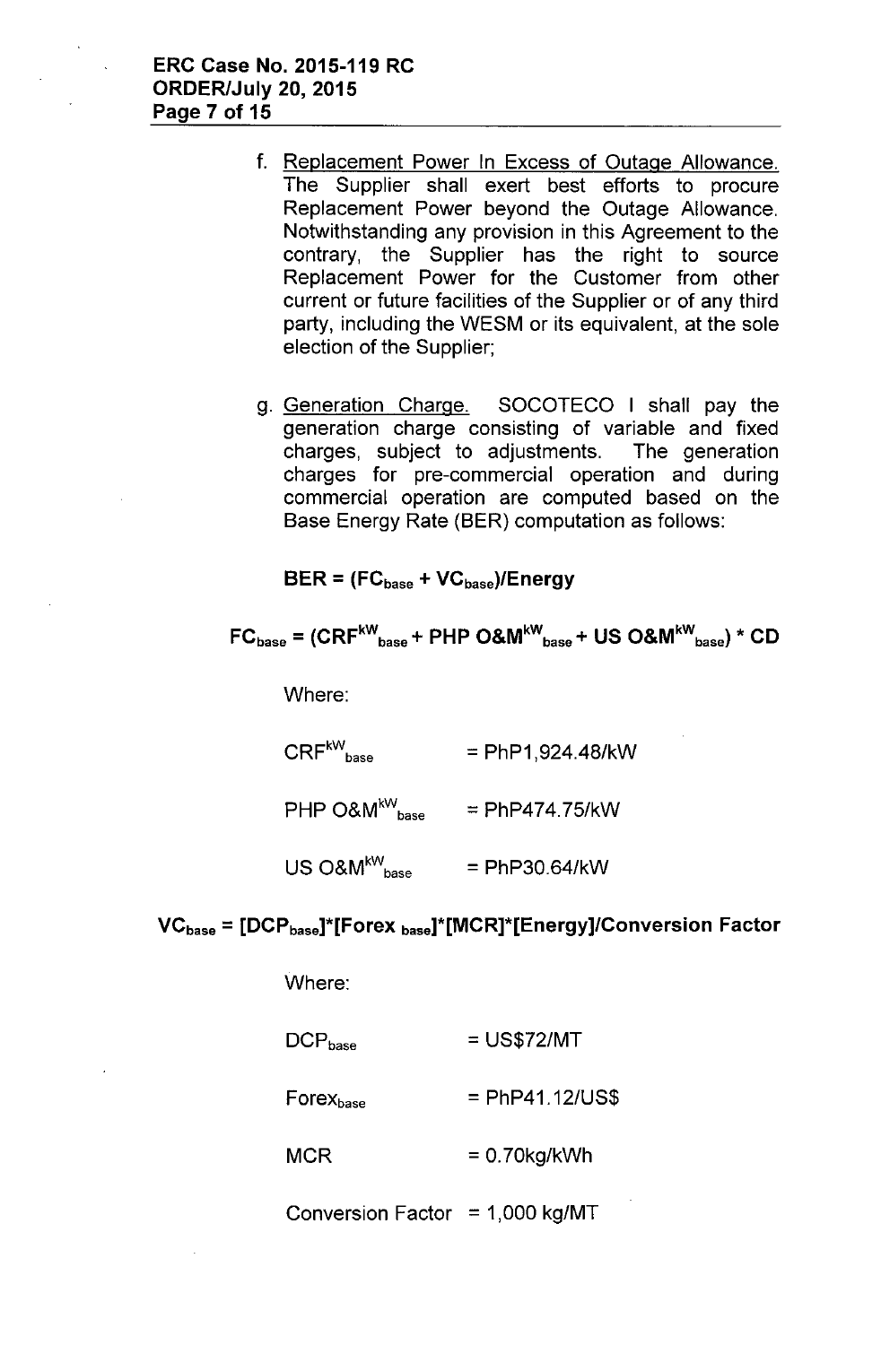f. Replacement Power In Excess of Outage Allowance. The Supplier shall exert best efforts to procure Replacement Power beyond the Outage Allowance. Notwithstanding any provision in this Agreement to the contrary, the Supplier has the right to source Replacement Power for the Customer from other current or future facilities of the Supplier or of any third party, including the WESM or its equivalent, at the sole election of the Supplier;

g. Generation Charge. SOCOTECO I shall pay the generation charge consisting of variable and fixed charges, subject to adjustments. The generation charges for pre-commercial operation and during commercial operation are computed based on the Base Energy Rate (BER) computation as follows:

$$BER = (FC_{base} + VC_{base})/Energy$$

$$FC_{base} = (CRF^{kW}_{base} + PHP\ O\&M^{kW}_{base} + US\ O\&M^{kW}_{base}) * CD$$

Where:

$CRF^{kW}_{base}$ = PhP1,924.48/kW

$PHP\ O\&M^{kW}_{base}$ = PhP474.75/kW

$US\ O\&M^{kW}_{base}$ = PhP30.64/kW

$$VC_{base} = [DCP_{base}]*[Forex_{base}]*[MCR]*[Energy]/Conversion\ Factor$$

Where:

$DCP_{base}$ = US$72/MT

$Forex_{base}$ = PhP41.12/US$

MCR = 0.70kg/kWh

Conversion Factor = 1,000 kg/MT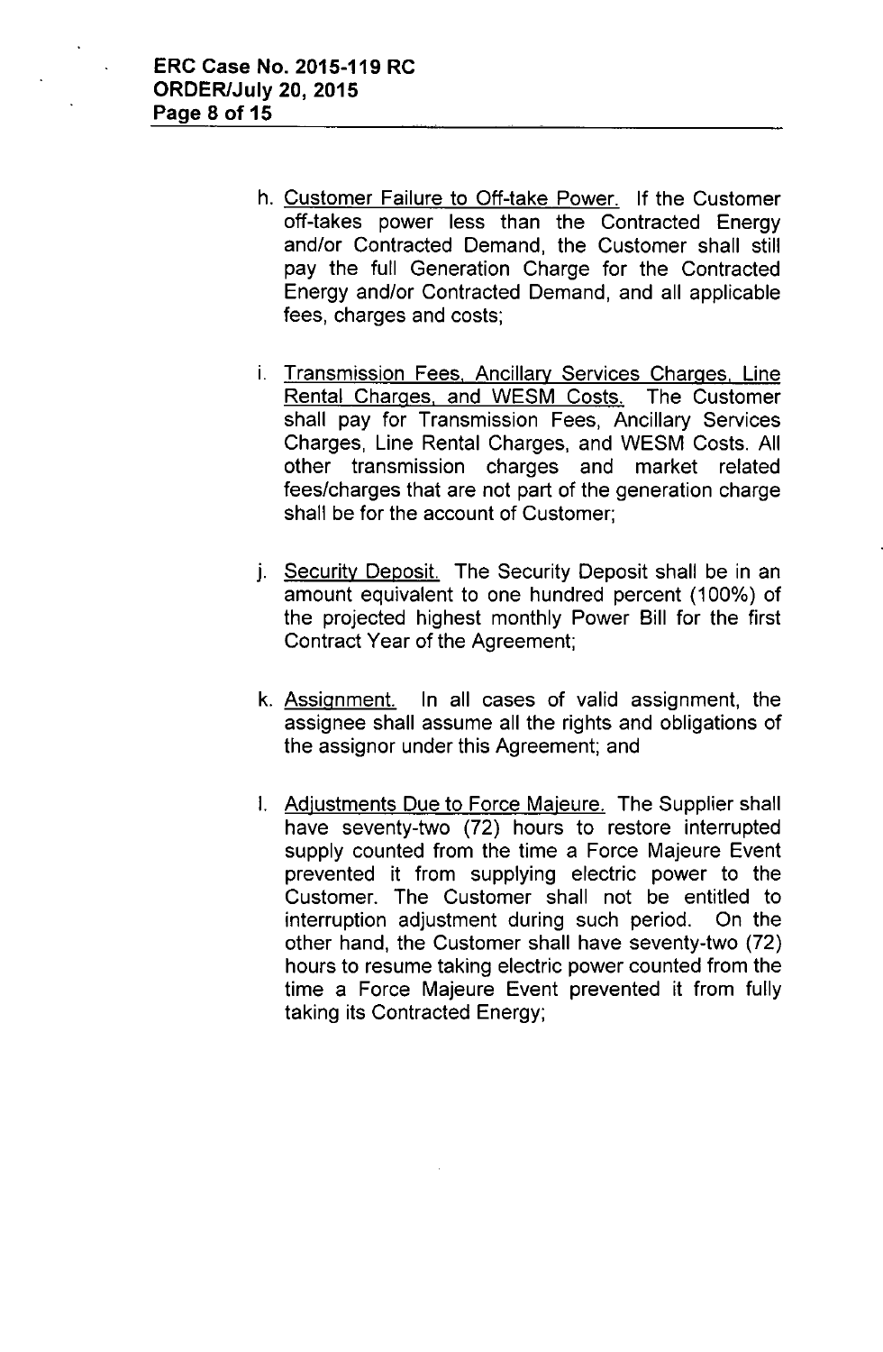h. Customer Failure to Off-take Power. If the Customer off-takes power less than the Contracted Energy and/or Contracted Demand, the Customer shall still pay the full Generation Charge for the Contracted Energy and/or Contracted Demand, and all applicable fees, charges and costs;

i. Transmission Fees, Ancillary Services Charges, Line Rental Charges, and WESM Costs. The Customer shall pay for Transmission Fees, Ancillary Services Charges, Line Rental Charges, and WESM Costs. All other transmission charges and market related fees/charges that are not part of the generation charge shall be for the account of Customer;

j. Security Deposit. The Security Deposit shall be in an amount equivalent to one hundred percent (100%) of the projected highest monthly Power Bill for the first Contract Year of the Agreement;

k. Assignment. In all cases of valid assignment, the assignee shall assume all the rights and obligations of the assignor under this Agreement; and

l. Adjustments Due to Force Majeure. The Supplier shall have seventy-two (72) hours to restore interrupted supply counted from the time a Force Majeure Event prevented it from supplying electric power to the Customer. The Customer shall not be entitled to interruption adjustment during such period. On the other hand, the Customer shall have seventy-two (72) hours to resume taking electric power counted from the time a Force Majeure Event prevented it from fully taking its Contracted Energy;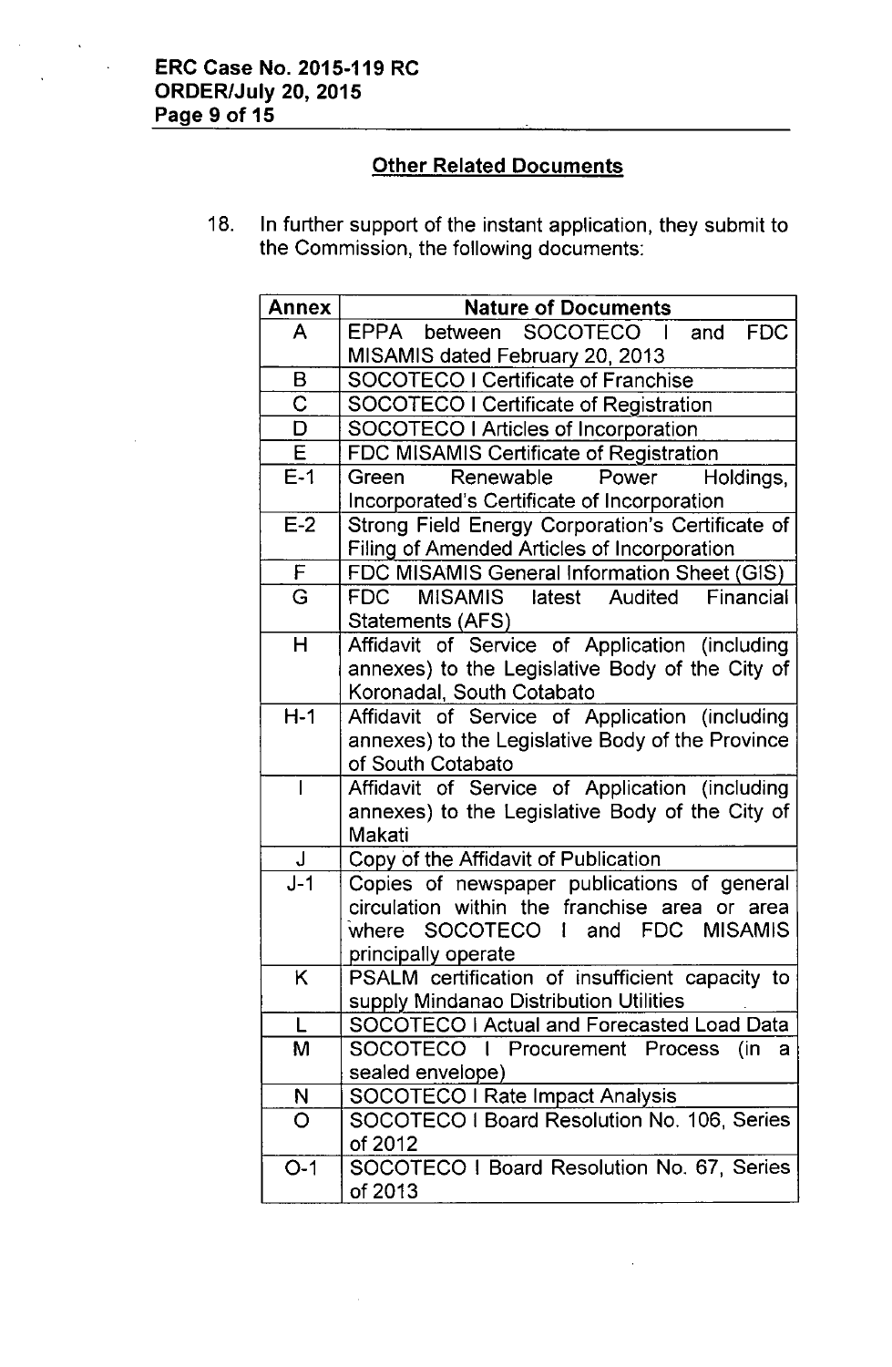## Other Related Documents

18. In further support of the instant application, they submit to the Commission, the following documents:

| Annex | Nature of Documents |
|---|---|
| A | EPPA between SOCOTECO I and FDC MISAMIS dated February 20, 2013 |
| B | SOCOTECO I Certificate of Franchise |
| C | SOCOTECO I Certificate of Registration |
| D | SOCOTECO I Articles of Incorporation |
| E | FDC MISAMIS Certificate of Registration |
| E-1 | Green Renewable Power Holdings, Incorporated's Certificate of Incorporation |
| E-2 | Strong Field Energy Corporation's Certificate of Filing of Amended Articles of Incorporation |
| F | FDC MISAMIS General Information Sheet (GIS) |
| G | FDC MISAMIS latest Audited Financial Statements (AFS) |
| H | Affidavit of Service of Application (including annexes) to the Legislative Body of the City of Koronadal, South Cotabato |
| H-1 | Affidavit of Service of Application (including annexes) to the Legislative Body of the Province of South Cotabato |
| I | Affidavit of Service of Application (including annexes) to the Legislative Body of the City of Makati |
| J | Copy of the Affidavit of Publication |
| J-1 | Copies of newspaper publications of general circulation within the franchise area or area where SOCOTECO I and FDC MISAMIS principally operate |
| K | PSALM certification of insufficient capacity to supply Mindanao Distribution Utilities |
| L | SOCOTECO I Actual and Forecasted Load Data |
| M | SOCOTECO I Procurement Process (in a sealed envelope) |
| N | SOCOTECO I Rate Impact Analysis |
| O | SOCOTECO I Board Resolution No. 106, Series of 2012 |
| O-1 | SOCOTECO I Board Resolution No. 67, Series of 2013 |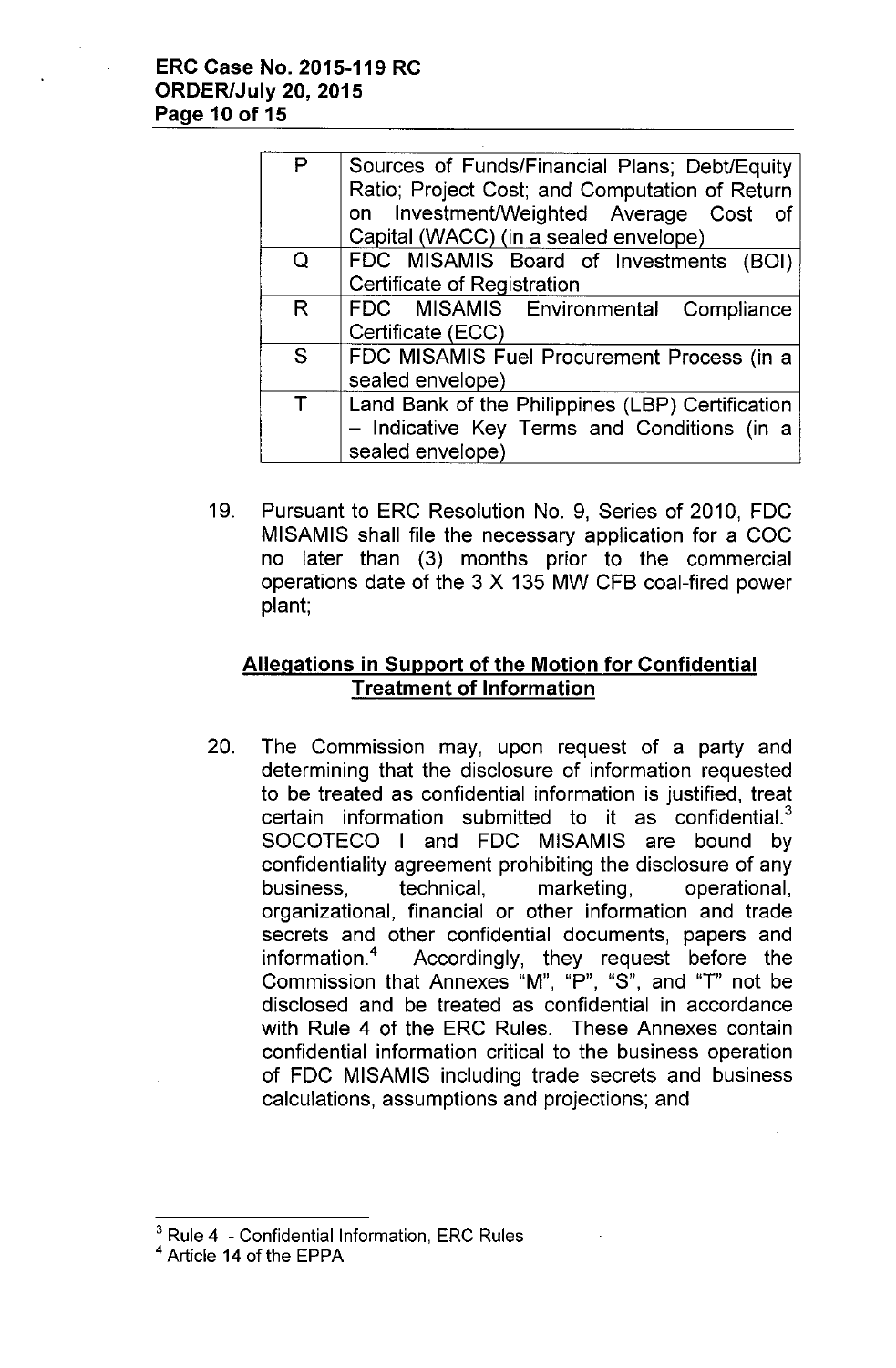| | |
|---|---|
| P | Sources of Funds/Financial Plans; Debt/Equity Ratio; Project Cost; and Computation of Return on Investment/Weighted Average Cost of Capital (WACC) (in a sealed envelope) |
| Q | FDC MISAMIS Board of Investments (BOI) Certificate of Registration |
| R | FDC MISAMIS Environmental Compliance Certificate (ECC) |
| S | FDC MISAMIS Fuel Procurement Process (in a sealed envelope) |
| T | Land Bank of the Philippines (LBP) Certification – Indicative Key Terms and Conditions (in a sealed envelope) |

19. Pursuant to ERC Resolution No. 9, Series of 2010, FDC MISAMIS shall file the necessary application for a COC no later than (3) months prior to the commercial operations date of the 3 X 135 MW CFB coal-fired power plant;

## Allegations in Support of the Motion for Confidential Treatment of Information

20. The Commission may, upon request of a party and determining that the disclosure of information requested to be treated as confidential information is justified, treat certain information submitted to it as confidential.[3] SOCOTECO I and FDC MISAMIS are bound by confidentiality agreement prohibiting the disclosure of any business, technical, marketing, operational, organizational, financial or other information and trade secrets and other confidential documents, papers and information.[4] Accordingly, they request before the Commission that Annexes "M", "P", "S", and "T" not be disclosed and be treated as confidential in accordance with Rule 4 of the ERC Rules. These Annexes contain confidential information critical to the business operation of FDC MISAMIS including trade secrets and business calculations, assumptions and projections; and

---

[3] Rule 4 - Confidential Information, ERC Rules

[4] Article 14 of the EPPA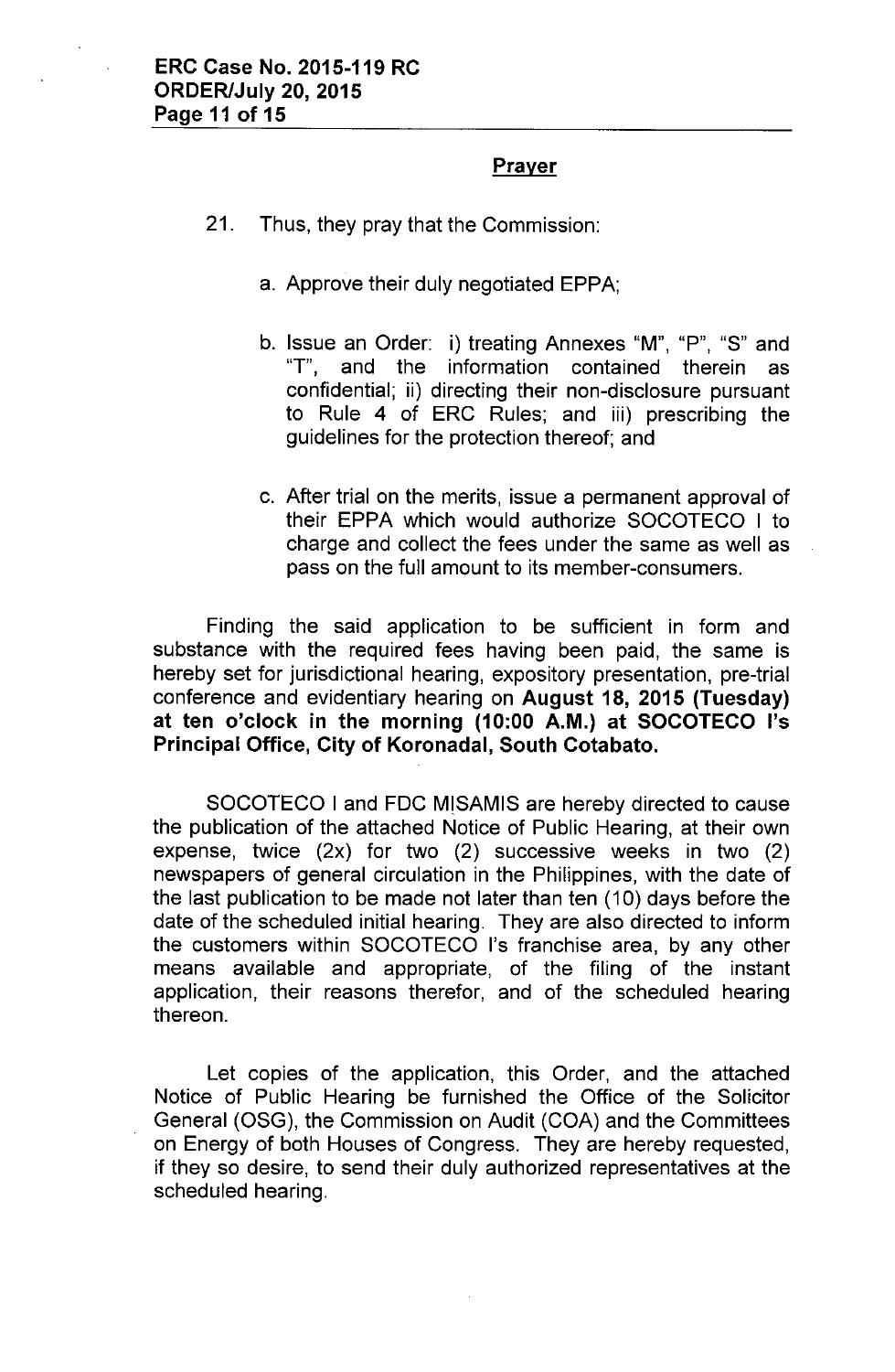## Prayer

21. Thus, they pray that the Commission:

    a. Approve their duly negotiated EPPA;

    b. Issue an Order: i) treating Annexes "M", "P", "S" and "T", and the information contained therein as confidential; ii) directing their non-disclosure pursuant to Rule 4 of ERC Rules; and iii) prescribing the guidelines for the protection thereof; and

    c. After trial on the merits, issue a permanent approval of their EPPA which would authorize SOCOTECO I to charge and collect the fees under the same as well as pass on the full amount to its member-consumers.

Finding the said application to be sufficient in form and substance with the required fees having been paid, the same is hereby set for jurisdictional hearing, expository presentation, pre-trial conference and evidentiary hearing on **August 18, 2015 (Tuesday) at ten o'clock in the morning (10:00 A.M.) at SOCOTECO I's Principal Office, City of Koronadal, South Cotabato.**

SOCOTECO I and FDC MISAMIS are hereby directed to cause the publication of the attached Notice of Public Hearing, at their own expense, twice (2x) for two (2) successive weeks in two (2) newspapers of general circulation in the Philippines, with the date of the last publication to be made not later than ten (10) days before the date of the scheduled initial hearing. They are also directed to inform the customers within SOCOTECO I's franchise area, by any other means available and appropriate, of the filing of the instant application, their reasons therefor, and of the scheduled hearing thereon.

Let copies of the application, this Order, and the attached Notice of Public Hearing be furnished the Office of the Solicitor General (OSG), the Commission on Audit (COA) and the Committees on Energy of both Houses of Congress. They are hereby requested, if they so desire, to send their duly authorized representatives at the scheduled hearing.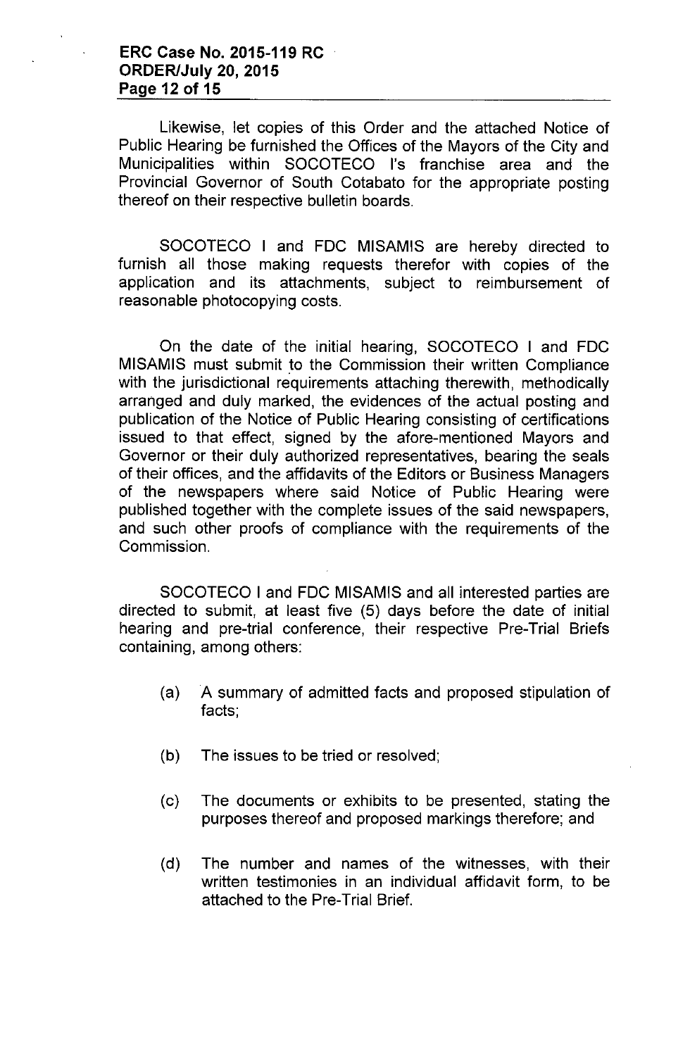Likewise, let copies of this Order and the attached Notice of Public Hearing be furnished the Offices of the Mayors of the City and Municipalities within SOCOTECO I's franchise area and the Provincial Governor of South Cotabato for the appropriate posting thereof on their respective bulletin boards.

SOCOTECO I and FDC MISAMIS are hereby directed to furnish all those making requests therefor with copies of the application and its attachments, subject to reimbursement of reasonable photocopying costs.

On the date of the initial hearing, SOCOTECO I and FDC MISAMIS must submit to the Commission their written Compliance with the jurisdictional requirements attaching therewith, methodically arranged and duly marked, the evidences of the actual posting and publication of the Notice of Public Hearing consisting of certifications issued to that effect, signed by the afore-mentioned Mayors and Governor or their duly authorized representatives, bearing the seals of their offices, and the affidavits of the Editors or Business Managers of the newspapers where said Notice of Public Hearing were published together with the complete issues of the said newspapers, and such other proofs of compliance with the requirements of the Commission.

SOCOTECO I and FDC MISAMIS and all interested parties are directed to submit, at least five (5) days before the date of initial hearing and pre-trial conference, their respective Pre-Trial Briefs containing, among others:

(a) A summary of admitted facts and proposed stipulation of facts;

(b) The issues to be tried or resolved;

(c) The documents or exhibits to be presented, stating the purposes thereof and proposed markings therefore; and

(d) The number and names of the witnesses, with their written testimonies in an individual affidavit form, to be attached to the Pre-Trial Brief.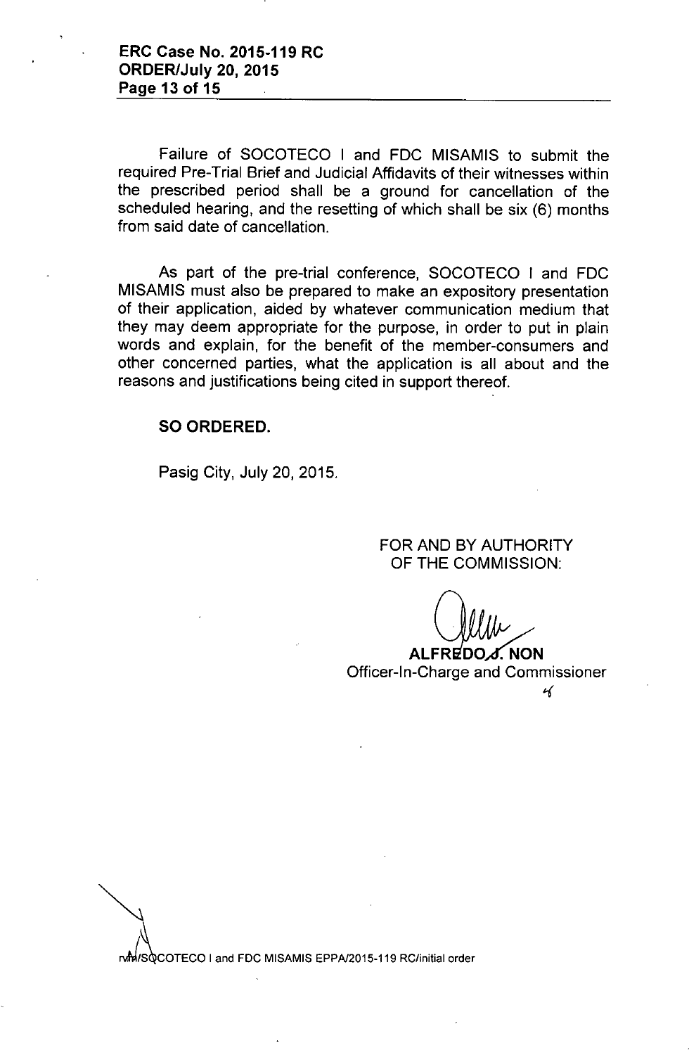Failure of SOCOTECO I and FDC MISAMIS to submit the required Pre-Trial Brief and Judicial Affidavits of their witnesses within the prescribed period shall be a ground for cancellation of the scheduled hearing, and the resetting of which shall be six (6) months from said date of cancellation.

As part of the pre-trial conference, SOCOTECO I and FDC MISAMIS must also be prepared to make an expository presentation of their application, aided by whatever communication medium that they may deem appropriate for the purpose, in order to put in plain words and explain, for the benefit of the member-consumers and other concerned parties, what the application is all about and the reasons and justifications being cited in support thereof.

**SO ORDERED.**

Pasig City, July 20, 2015.

FOR AND BY AUTHORITY
OF THE COMMISSION:

**ALFREDO J. NON**
Officer-In-Charge and Commissioner

rvm/SOCOTECO I and FDC MISAMIS EPPA/2015-119 RC/initial order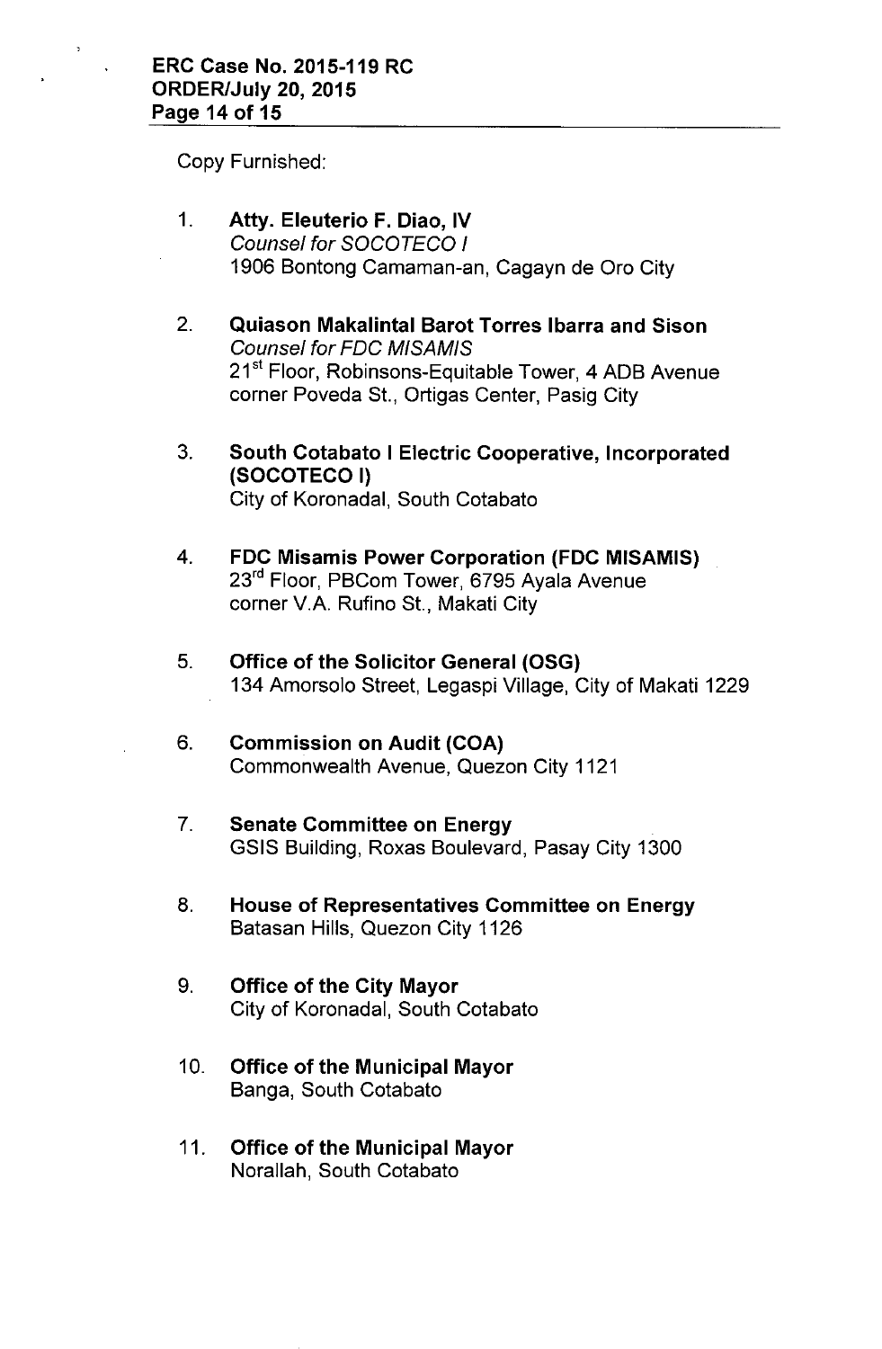Copy Furnished:

1. **Atty. Eleuterio F. Diao, IV**
   *Counsel for SOCOTECO I*
   1906 Bontong Camaman-an, Cagayn de Oro City

2. **Quiason Makalintal Barot Torres Ibarra and Sison**
   *Counsel for FDC MISAMIS*
   21st Floor, Robinsons-Equitable Tower, 4 ADB Avenue corner Poveda St., Ortigas Center, Pasig City

3. **South Cotabato I Electric Cooperative, Incorporated (SOCOTECO I)**
   City of Koronadal, South Cotabato

4. **FDC Misamis Power Corporation (FDC MISAMIS)**
   23rd Floor, PBCom Tower, 6795 Ayala Avenue corner V.A. Rufino St., Makati City

5. **Office of the Solicitor General (OSG)**
   134 Amorsolo Street, Legaspi Village, City of Makati 1229

6. **Commission on Audit (COA)**
   Commonwealth Avenue, Quezon City 1121

7. **Senate Committee on Energy**
   GSIS Building, Roxas Boulevard, Pasay City 1300

8. **House of Representatives Committee on Energy**
   Batasan Hills, Quezon City 1126

9. **Office of the City Mayor**
   City of Koronadal, South Cotabato

10. **Office of the Municipal Mayor**
    Banga, South Cotabato

11. **Office of the Municipal Mayor**
    Norallah, South Cotabato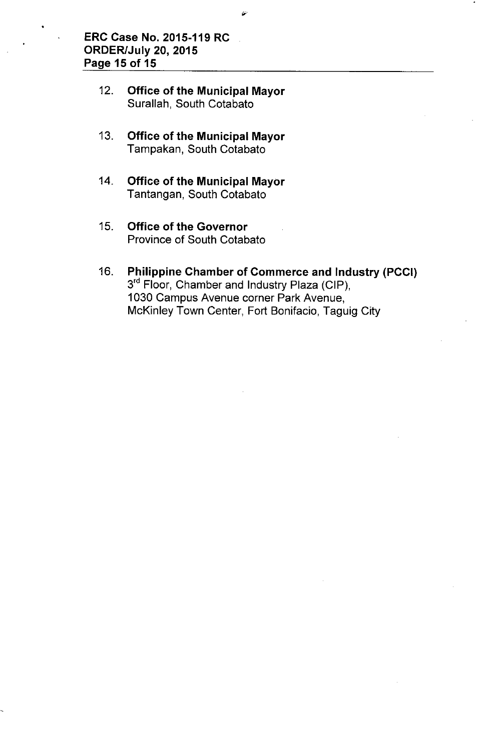12. **Office of the Municipal Mayor**
    Surallah, South Cotabato

13. **Office of the Municipal Mayor**
    Tampakan, South Cotabato

14. **Office of the Municipal Mayor**
    Tantangan, South Cotabato

15. **Office of the Governor**
    Province of South Cotabato

16. **Philippine Chamber of Commerce and Industry (PCCI)**
    3rd Floor, Chamber and Industry Plaza (CIP),
    1030 Campus Avenue corner Park Avenue,
    McKinley Town Center, Fort Bonifacio, Taguig City